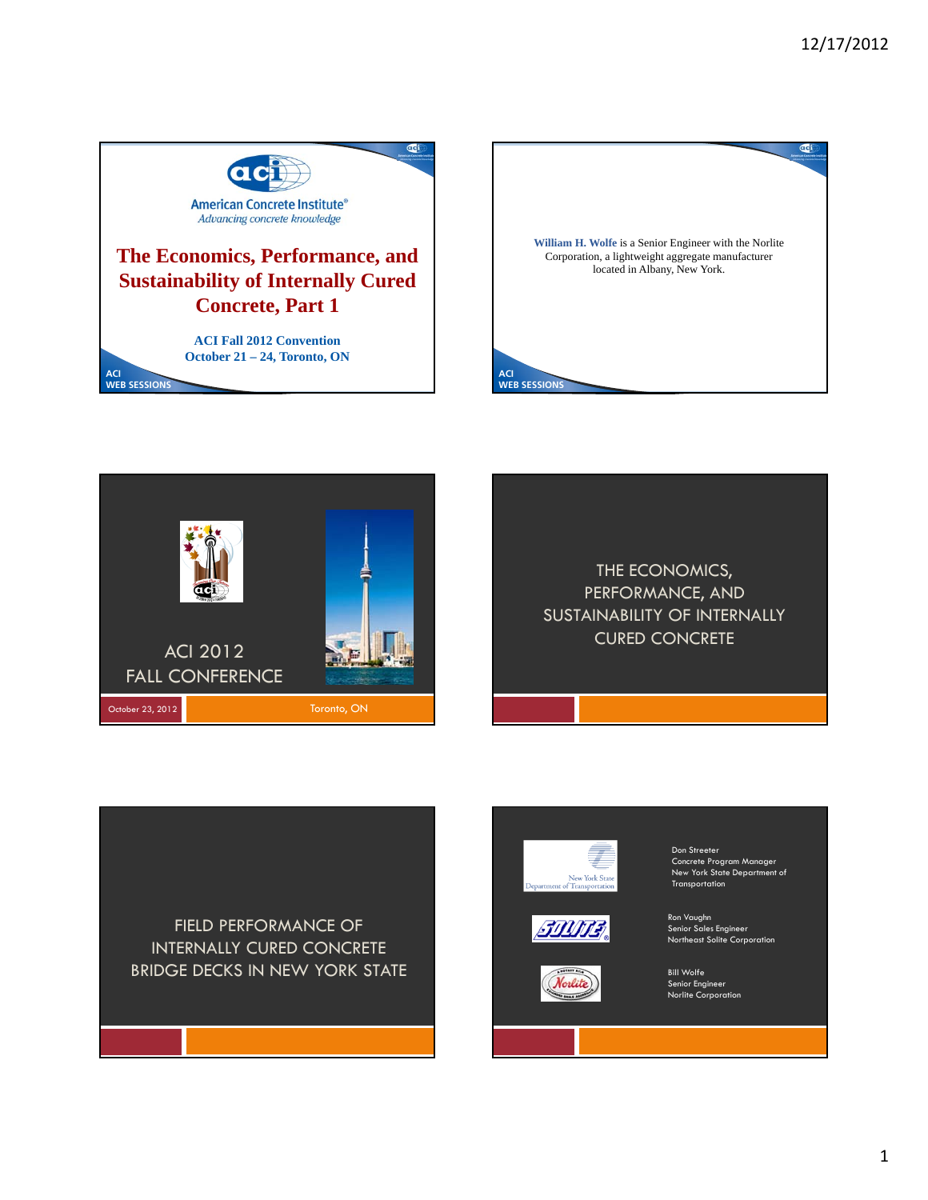# The Economics, Performance, and Sustainability of Internally Cured Concrete, Part 1

American Concrete Institute®
*Advancing concrete knowledge*

**ACI Fall 2012 Convention**
**October 21 – 24, Toronto, ON**

ACI WEB SESSIONS

---

**William H. Wolfe** is a Senior Engineer with the Norlite Corporation, a lightweight aggregate manufacturer located in Albany, New York.

ACI WEB SESSIONS

---

ACI 2012
FALL CONFERENCE

October 23, 2012

Toronto, ON

---

## THE ECONOMICS, PERFORMANCE, AND SUSTAINABILITY OF INTERNALLY CURED CONCRETE

---

## FIELD PERFORMANCE OF INTERNALLY CURED CONCRETE BRIDGE DECKS IN NEW YORK STATE

---

New York State Department of Transportation

Don Streeter
Concrete Program Manager
New York State Department of Transportation

SOLITE

Ron Vaughn
Senior Sales Engineer
Northeast Solite Corporation

Norlite

Bill Wolfe
Senior Engineer
Norlite Corporation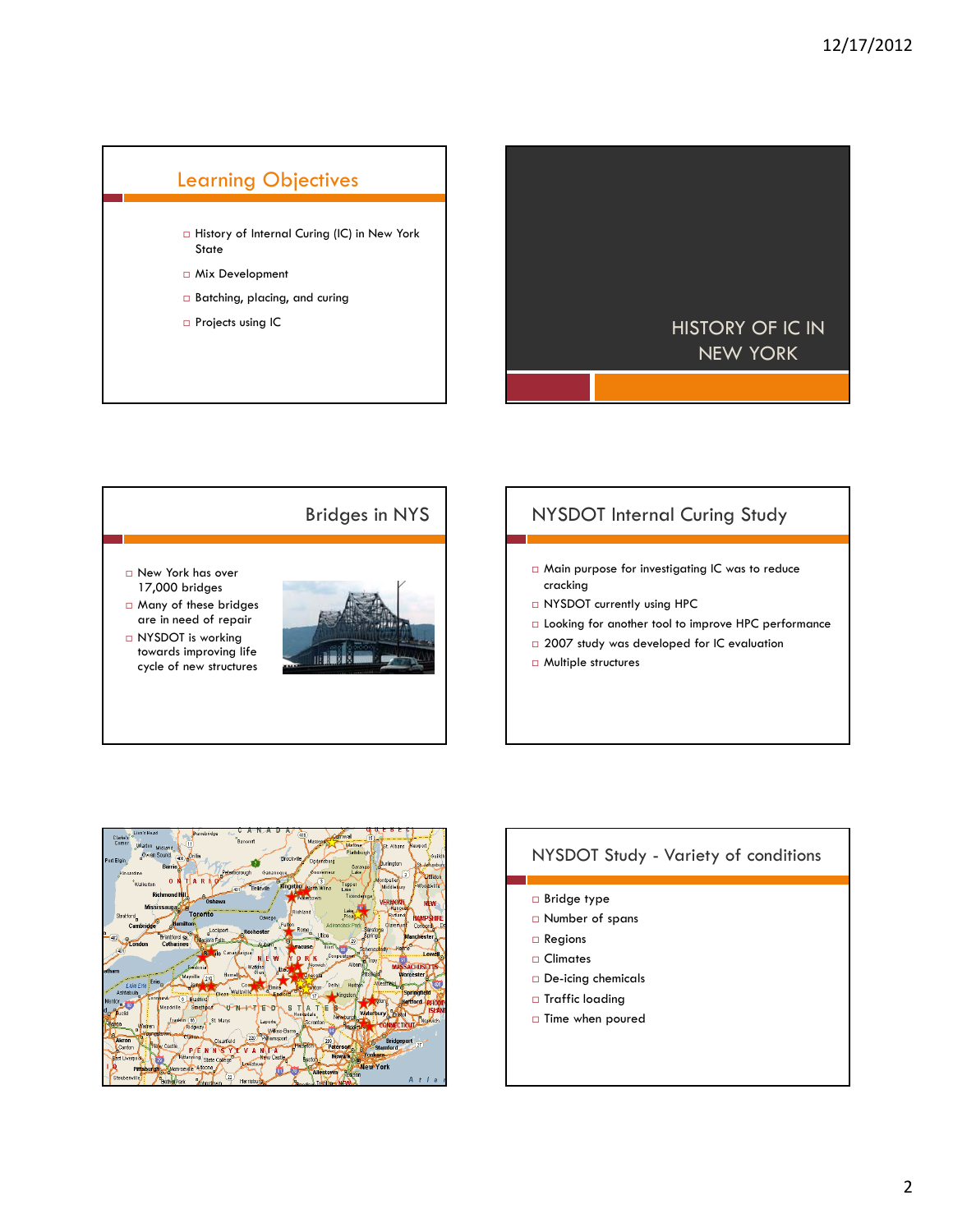## Learning Objectives

- History of Internal Curing (IC) in New York State
- Mix Development
- Batching, placing, and curing
- Projects using IC

## HISTORY OF IC IN NEW YORK

## Bridges in NYS

- New York has over 17,000 bridges
- Many of these bridges are in need of repair
- NYSDOT is working towards improving life cycle of new structures

## NYSDOT Internal Curing Study

- Main purpose for investigating IC was to reduce cracking
- NYSDOT currently using HPC
- Looking for another tool to improve HPC performance
- 2007 study was developed for IC evaluation
- Multiple structures

## NYSDOT Study - Variety of conditions

- Bridge type
- Number of spans
- Regions
- Climates
- De-icing chemicals
- Traffic loading
- Time when poured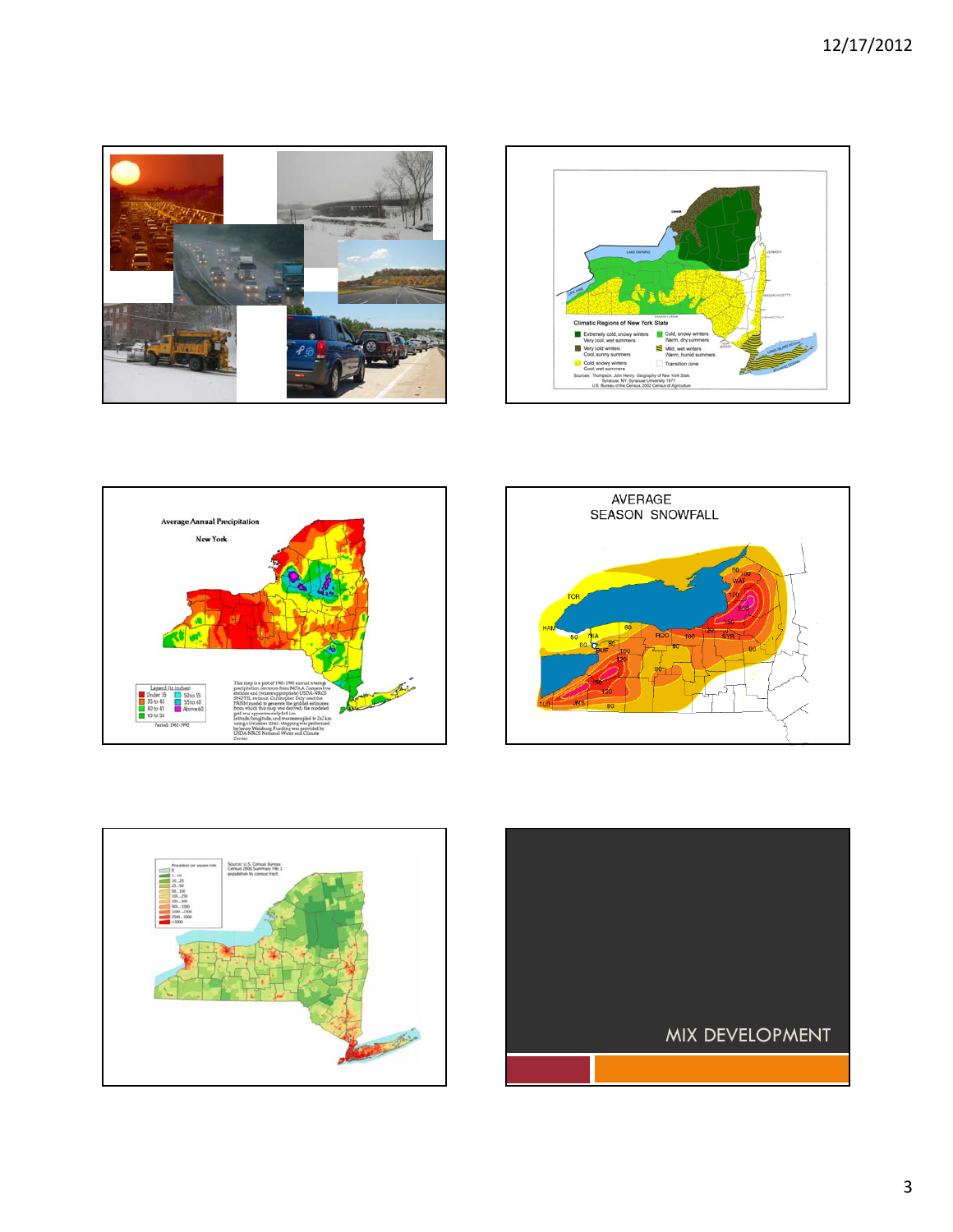## Climatic Regions of New York State

- Extremely cold, snowy winters; Very cool, wet summers
- Very cold winters; Cool, sunny summers
- Cold, snowy winters; Cool, wet summers
- Cold, snowy winters; Warm, dry summers
- Mild, wet winters; Warm, humid summers
- Transition zone

Sources: Thompson, John Henry. Geography of New York State. Syracuse, NY: Syracuse University, 1977. U.S. Bureau of the Census, 2002 Census of Agriculture

## Average Annual Precipitation

New York

Legend (in inches)

- Under 35
- 35 to 40
- 40 to 45
- 45 to 50
- 50 to 55
- 55 to 60
- Above 60

Period: 1961-1990

This map is a plot of 1961-1990 annual average precipitation contours from NOAA Cooperative stations and (where appropriate) USDA-NRCS SNOTEL stations. Christopher Daly used the PRISM model to generate the gridded estimates from which this map was derived; the modeled grid was approximately 4x4 km latitude/longitude, and was resampled to 2x2 km using a Gaussian filter. Mapping was performed by Jenny Weisburg. Funding was provided by USDA-NRCS National Water and Climate Center.

## AVERAGE SEASON SNOWFALL

## Population per square mile

Source: U.S. Census Bureau Census 2000 Summary File 1 population by census tract.

## MIX DEVELOPMENT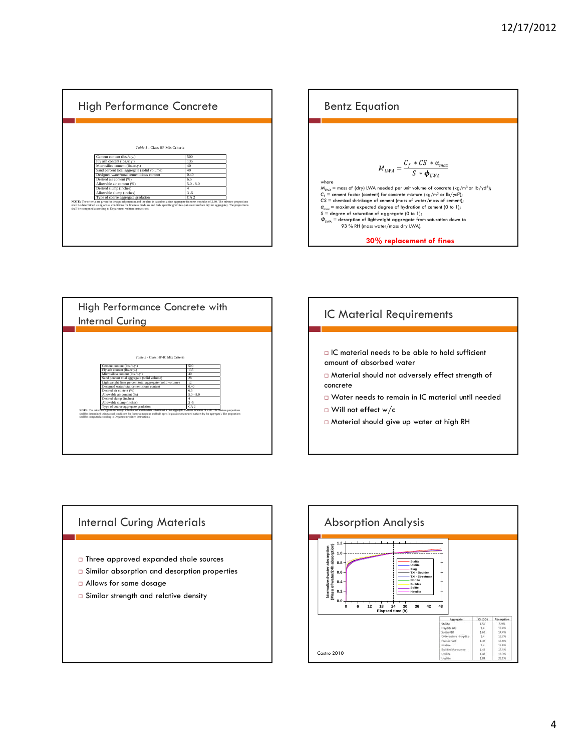## High Performance Concrete

*Table 1* - Class HP Mix Criteria

| | |
|---|---|
| Cement content (lbs./c.y.) | 500 |
| Fly ash content (lbs./c.y.) | 135 |
| Microsilica content (lbs./c.y.) | 40 |
| Sand percent total aggregate (solid volume) | 40 |
| Designed water/total cementitious content | 0.40 |
| Desired air content (%) | 6.5 |
| Allowable air content (%) | 5.0 - 8.0 |
| Desired slump (inches) | 4 |
| Allowable slump (inches) | 3 -5 |
| Type of coarse aggregate gradation | CA 2 |

**NOTE:** The criteria are given for design information and the data is based on a fine aggregate fineness modulus of 2.80. The mixture proportions shall be determined using actual conditions for fineness modulus and bulk specific gravities (saturated surface dry for aggregate). The proportions shall be computed according to Department written instructions.

## Bentz Equation

$$M_{LWA} = \frac{C_f * CS * \alpha_{max}}{S * \phi_{LWA}}$$

where

$M_{LWA}$ = mass of (dry) LWA needed per unit volume of concrete (kg/m$^3$ or lb/yd$^3$);
$C_f$ = cement factor (content) for concrete mixture (kg/m$^3$ or lb/yd$^3$);
CS = chemical shrinkage of cement (mass of water/mass of cement);
$\alpha_{max}$ = maximum expected degree of hydration of cement (0 to 1);
S = degree of saturation of aggregate (0 to 1);
$\Phi_{LWA}$ = desorption of lightweight aggregate from saturation down to 93 % RH (mass water/mass dry LWA).

**30% replacement of fines**

## High Performance Concrete with Internal Curing

*Table 2* - Class HP-IC Mix Criteria

| | |
|---|---|
| Cement content (lbs./c.y.) | 500 |
| Fly ash content (lbs./c.y.) | 135 |
| Microsilica content (lbs./c.y.) | 40 |
| Sand percent total aggregate (solid volume) | 28 |
| Lightweight fines percent total aggregate (solid volume) | 12 |
| Designed water/total cementitious content | 0.40 |
| Desired air content (%) | 6.5 |
| Allowable air content (%) | 5.0 - 8.0 |
| Desired slump (inches) | 4 |
| Allowable slump (inches) | 3 -5 |
| Type of coarse aggregate gradation | CA 2 |

**NOTE:** The criteria are given for design information and the data is based on a fine aggregate fineness modulus of 2.80. The mixture proportions shall be determined using actual conditions for fineness modulus and bulk specific gravities (saturated surface dry for aggregate). The proportions shall be computed according to Department written instructions.

## IC Material Requirements

- IC material needs to be able to hold sufficient amount of absorbed water
- Material should not adversely effect strength of concrete
- Water needs to remain in IC material until needed
- Will not effect w/c
- Material should give up water at high RH

## Internal Curing Materials

- Three approved expanded shale sources
- Similar absorption and desorption properties
- Allows for same dosage
- Similar strength and relative density

## Absorption Analysis

| Aggregate | SG (OD) | Absorption |
|---|---|---|
| Stalite | 1.51 | 5.9% |
| Haydite AX | 1.4 | 10.4% |
| Solite #10 | 1.62 | 14.4% |
| DiGeronimo - Haydite | 1.4 | 15.7% |
| Fraiser Park | 1.39 | 15.8% |
| Norlite | 1.4 | 16.8% |
| Buildex Marquette | 1.45 | 17.4% |
| Utelite | 1.49 | 19.3% |
| Livelite | 1.04 | 23.1% |

Castro 2010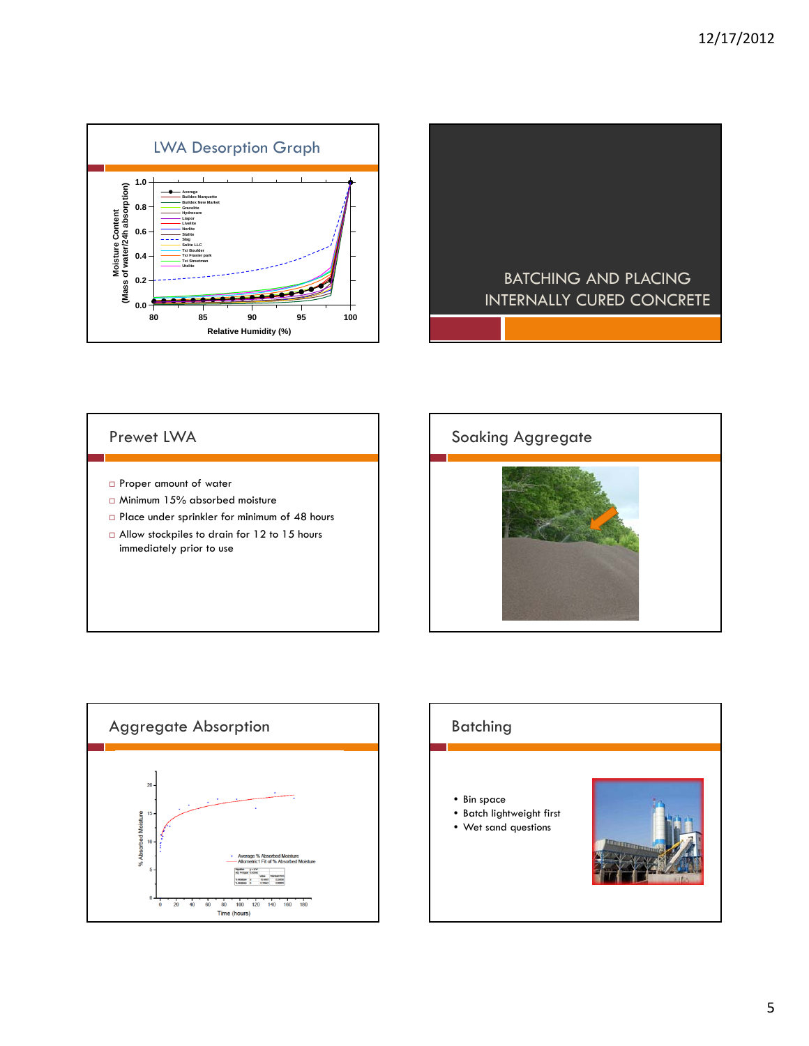## LWA Desorption Graph

## BATCHING AND PLACING INTERNALLY CURED CONCRETE

## Prewet LWA

- Proper amount of water
- Minimum 15% absorbed moisture
- Place under sprinkler for minimum of 48 hours
- Allow stockpiles to drain for 12 to 15 hours immediately prior to use

## Soaking Aggregate

## Aggregate Absorption

## Batching

- Bin space
- Batch lightweight first
- Wet sand questions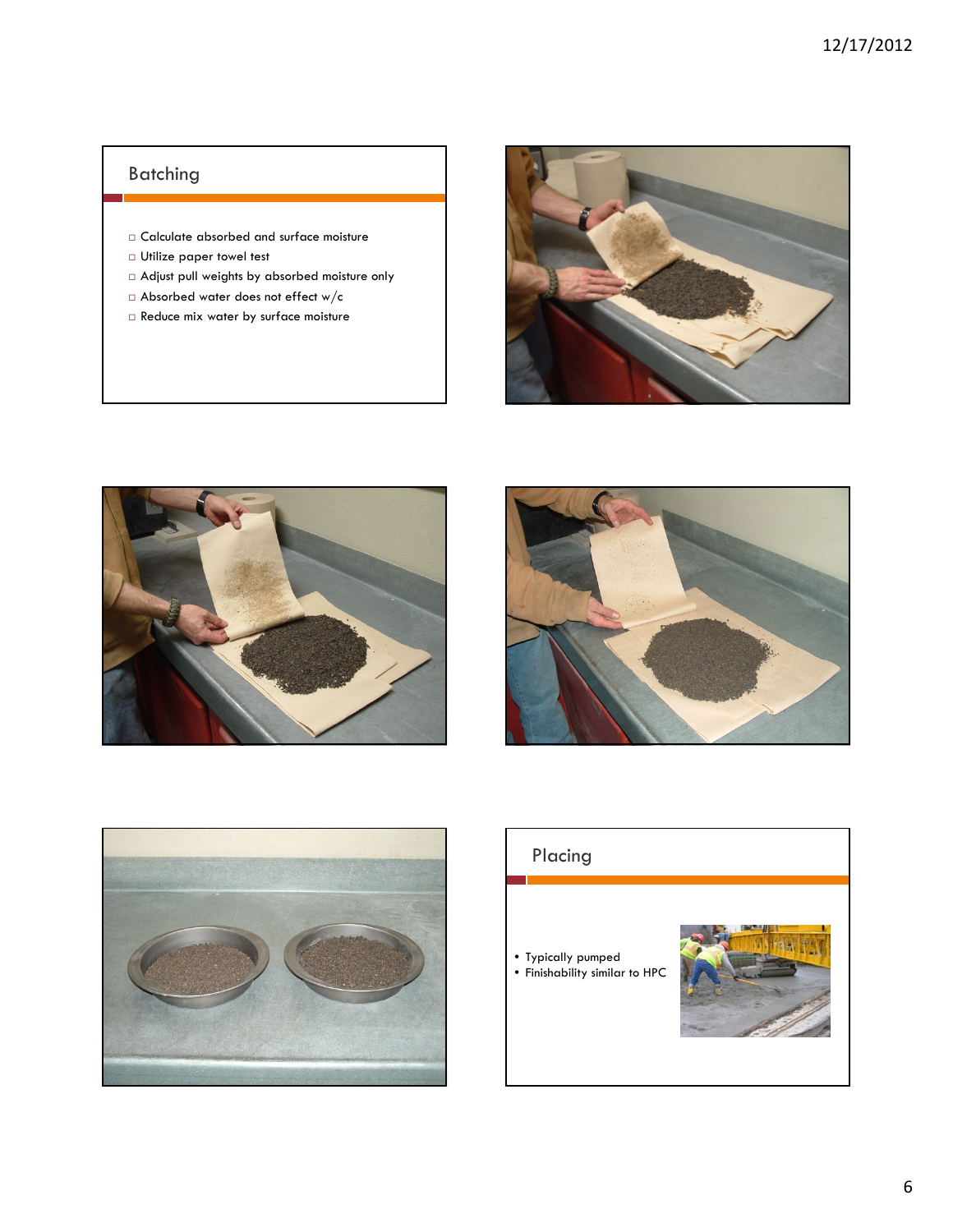## Batching

- Calculate absorbed and surface moisture
- Utilize paper towel test
- Adjust pull weights by absorbed moisture only
- Absorbed water does not effect w/c
- Reduce mix water by surface moisture

## Placing

- Typically pumped
- Finishability similar to HPC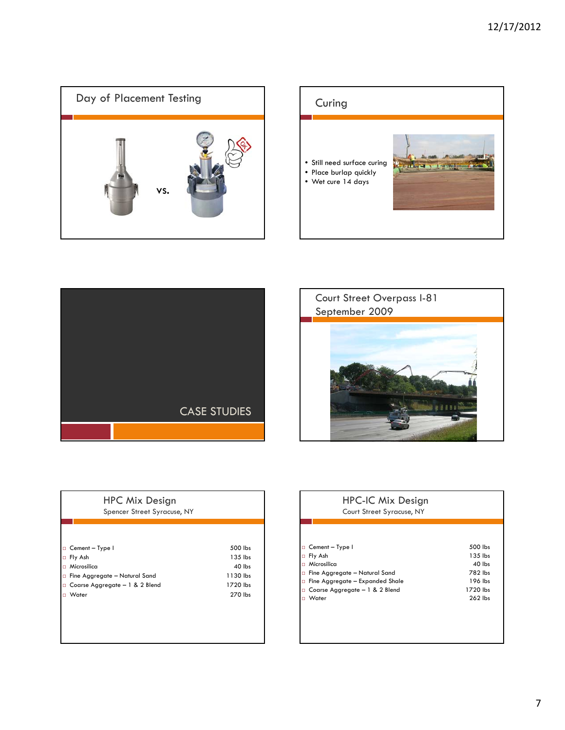## Day of Placement Testing

vs.

## Curing

- Still need surface curing
- Place burlap quickly
- Wet cure 14 days

## CASE STUDIES

## Court Street Overpass I-81
September 2009

## HPC Mix Design
Spencer Street Syracuse, NY

| Material | Quantity |
| --- | --- |
| Cement – Type I | 500 lbs |
| Fly Ash | 135 lbs |
| Microsilica | 40 lbs |
| Fine Aggregate – Natural Sand | 1130 lbs |
| Coarse Aggregate – 1 & 2 Blend | 1720 lbs |
| Water | 270 lbs |

## HPC-IC Mix Design
Court Street Syracuse, NY

| Material | Quantity |
| --- | --- |
| Cement – Type I | 500 lbs |
| Fly Ash | 135 lbs |
| Microsilica | 40 lbs |
| Fine Aggregate – Natural Sand | 782 lbs |
| Fine Aggregate – Expanded Shale | 196 lbs |
| Coarse Aggregate – 1 & 2 Blend | 1720 lbs |
| Water | 262 lbs |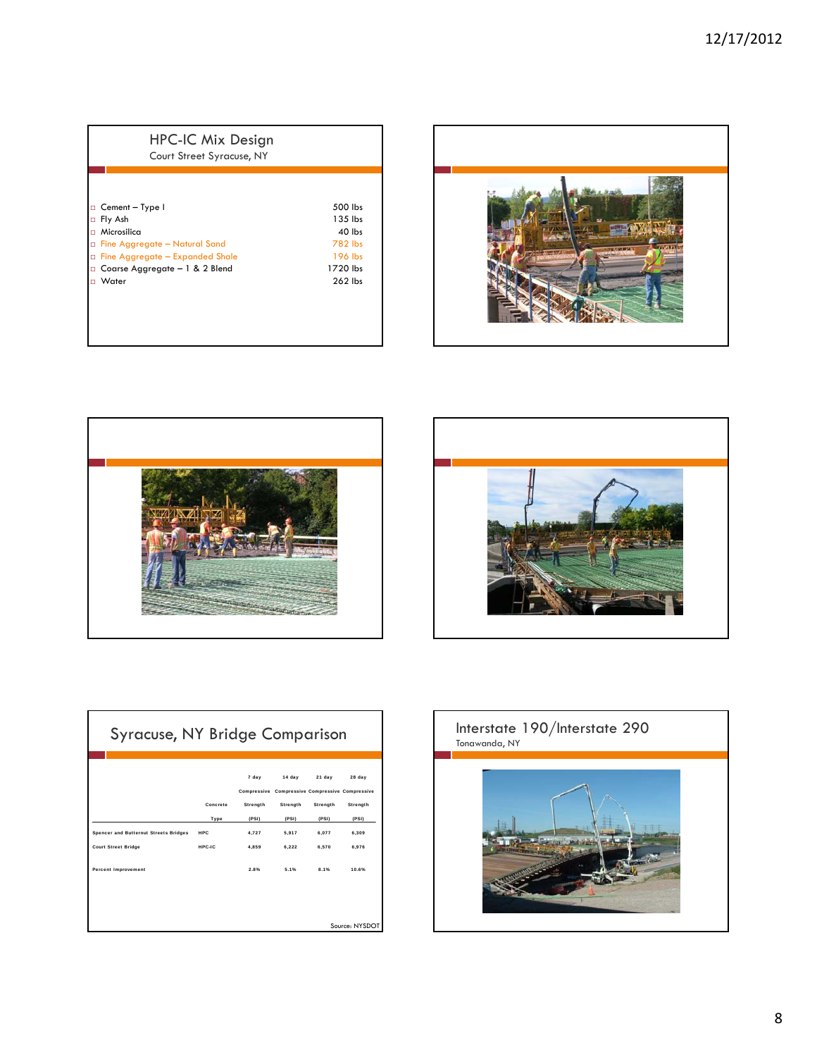## HPC-IC Mix Design

Court Street Syracuse, NY

| | |
|---|---|
| Cement – Type I | 500 lbs |
| Fly Ash | 135 lbs |
| Microsilica | 40 lbs |
| Fine Aggregate – Natural Sand | 782 lbs |
| Fine Aggregate – Expanded Shale | 196 lbs |
| Coarse Aggregate – 1 & 2 Blend | 1720 lbs |
| Water | 262 lbs |

## Syracuse, NY Bridge Comparison

| | Concrete Type | 7 day Compressive Strength (PSI) | 14 day Compressive Strength (PSI) | 21 day Compressive Strength (PSI) | 28 day Compressive Strength (PSI) |
|---|---|---|---|---|---|
| Spencer and Butternut Streets Bridges | HPC | 4,727 | 5,917 | 6,077 | 6,309 |
| Court Street Bridge | HPC-IC | 4,859 | 6,222 | 6,570 | 6,976 |
| Percent Improvement | | 2.8% | 5.1% | 8.1% | 10.6% |

Source: NYSDOT

## Interstate 190/Interstate 290

Tonawanda, NY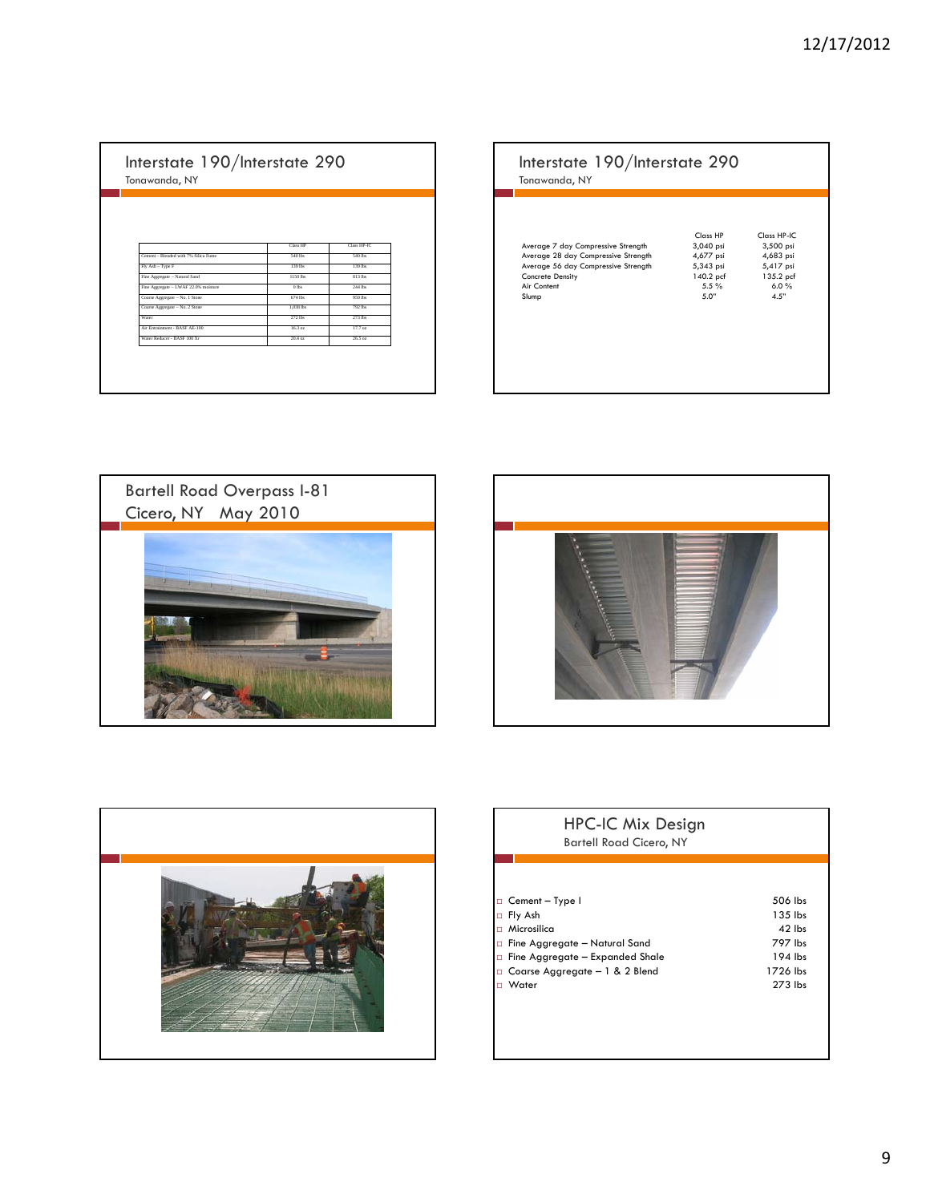## Interstate 190/Interstate 290

Tonawanda, NY

| | Class HP | Class HP-IC |
|---|---|---|
| Cement – Blended with 7% Silica Fume | 540 lbs | 540 lbs |
| Fly Ash – Type F | 139 lbs | 139 lbs |
| Fine Aggregate – Natural Sand | 1150 lbs | 813 lbs |
| Fine Aggregate – LWAF 22.0% moisture | 0 lbs | 244 lbs |
| Coarse Aggregate – No. 1 Stone | 674 lbs | 959 lbs |
| Coarse Aggregate – No. 2 Stone | 1,030 lbs | 792 lbs |
| Water | 272 lbs | 273 lbs |
| Air Entrainment - BASF AE-100 | 16.3 oz | 17.7 oz |
| Water Reducer - BASF 300 Xr | 20.4 oz | 26.5 oz |

## Interstate 190/Interstate 290

Tonawanda, NY

| | Class HP | Class HP-IC |
|---|---|---|
| Average 7 day Compressive Strength | 3,040 psi | 3,500 psi |
| Average 28 day Compressive Strength | 4,677 psi | 4,683 psi |
| Average 56 day Compressive Strength | 5,343 psi | 5,417 psi |
| Concrete Density | 140.2 pcf | 135.2 pcf |
| Air Content | 5.5 % | 6.0 % |
| Slump | 5.0" | 4.5" |

## Bartell Road Overpass I-81

Cicero, NY May 2010

## HPC-IC Mix Design

Bartell Road Cicero, NY

- Cement – Type I — 506 lbs
- Fly Ash — 135 lbs
- Microsilica — 42 lbs
- Fine Aggregate – Natural Sand — 797 lbs
- Fine Aggregate – Expanded Shale — 194 lbs
- Coarse Aggregate – 1 & 2 Blend — 1726 lbs
- Water — 273 lbs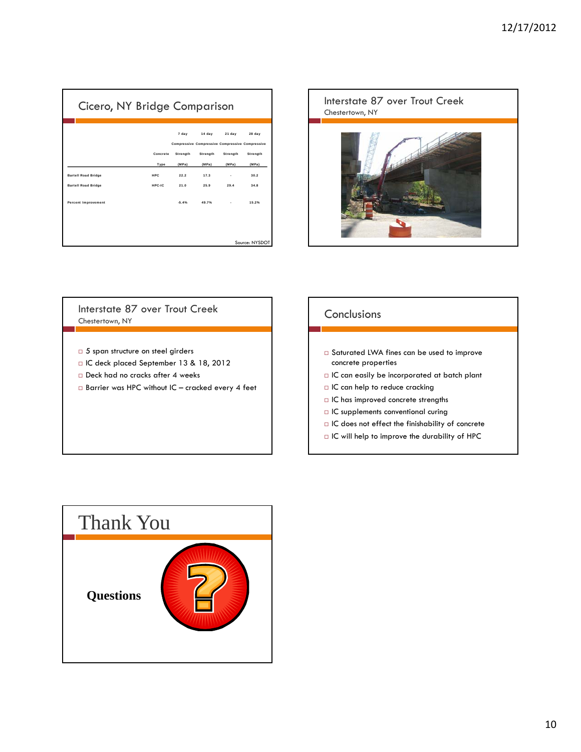## Cicero, NY Bridge Comparison

| | Concrete Type | 7 day Compressive Strength (MPa) | 14 day Compressive Strength (MPa) | 21 day Compressive Strength (MPa) | 28 day Compressive Strength (MPa) |
|---|---|---|---|---|---|
| Bartell Road Bridge | HPC | 22.2 | 17.3 | - | 30.2 |
| Bartell Road Bridge | HPC-IC | 21.0 | 25.9 | 29.4 | 34.8 |
| Percent Improvement | | -5.4% | 49.7% | - | 15.2% |

Source: NYSDOT

## Interstate 87 over Trout Creek

Chestertown, NY

## Interstate 87 over Trout Creek

Chestertown, NY

- 5 span structure on steel girders
- IC deck placed September 13 & 18, 2012
- Deck had no cracks after 4 weeks
- Barrier was HPC without IC – cracked every 4 feet

## Conclusions

- Saturated LWA fines can be used to improve concrete properties
- IC can easily be incorporated at batch plant
- IC can help to reduce cracking
- IC has improved concrete strengths
- IC supplements conventional curing
- IC does not effect the finishability of concrete
- IC will help to improve the durability of HPC

## Thank You

**Questions**